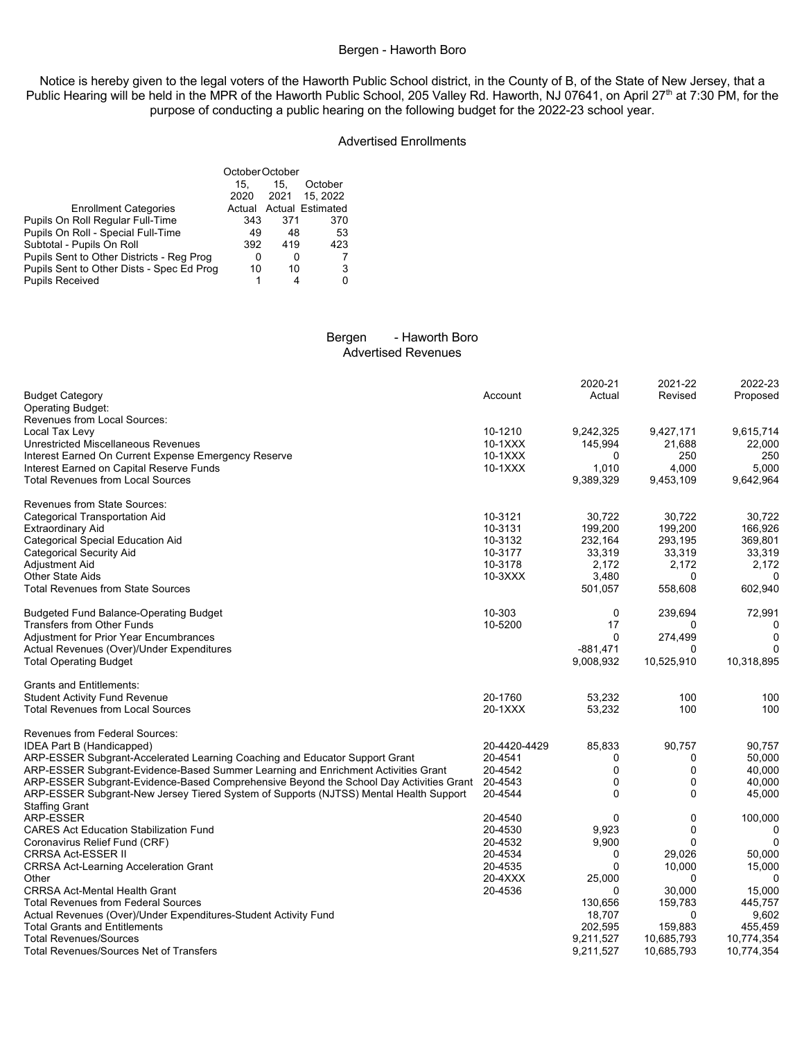# Bergen - Haworth Boro

Notice is hereby given to the legal voters of the Haworth Public School district, in the County of B, of the State of New Jersey, that a Public Hearing will be held in the MPR of the Haworth Public School, 205 Valley Rd. Haworth, NJ 07641, on April 27th at 7:30 PM, for the purpose of conducting a public hearing on the following budget for the 2022-23 school year.

## Advertised Enrollments

| Enrollment Categories | October 15, 2020 Actual | October 15, 2021 Actual | October 15, 2022 Estimated |
|---|---|---|---|
| Pupils On Roll Regular Full-Time | 343 | 371 | 370 |
| Pupils On Roll - Special Full-Time | 49 | 48 | 53 |
| Subtotal - Pupils On Roll | 392 | 419 | 423 |
| Pupils Sent to Other Districts - Reg Prog | 0 | 0 | 7 |
| Pupils Sent to Other Dists - Spec Ed Prog | 10 | 10 | 3 |
| Pupils Received | 1 | 4 | 0 |

## Bergen - Haworth Boro
## Advertised Revenues

| Budget Category | Account | 2020-21 Actual | 2021-22 Revised | 2022-23 Proposed |
|---|---|---|---|---|
| Operating Budget: | | | | |
| Revenues from Local Sources: | | | | |
| Local Tax Levy | 10-1210 | 9,242,325 | 9,427,171 | 9,615,714 |
| Unrestricted Miscellaneous Revenues | 10-1XXX | 145,994 | 21,688 | 22,000 |
| Interest Earned On Current Expense Emergency Reserve | 10-1XXX | 0 | 250 | 250 |
| Interest Earned on Capital Reserve Funds | 10-1XXX | 1,010 | 4,000 | 5,000 |
| Total Revenues from Local Sources | | 9,389,329 | 9,453,109 | 9,642,964 |
| Revenues from State Sources: | | | | |
| Categorical Transportation Aid | 10-3121 | 30,722 | 30,722 | 30,722 |
| Extraordinary Aid | 10-3131 | 199,200 | 199,200 | 166,926 |
| Categorical Special Education Aid | 10-3132 | 232,164 | 293,195 | 369,801 |
| Categorical Security Aid | 10-3177 | 33,319 | 33,319 | 33,319 |
| Adjustment Aid | 10-3178 | 2,172 | 2,172 | 2,172 |
| Other State Aids | 10-3XXX | 3,480 | 0 | 0 |
| Total Revenues from State Sources | | 501,057 | 558,608 | 602,940 |
| Budgeted Fund Balance-Operating Budget | 10-303 | 0 | 239,694 | 72,991 |
| Transfers from Other Funds | 10-5200 | 17 | 0 | 0 |
| Adjustment for Prior Year Encumbrances | | 0 | 274,499 | 0 |
| Actual Revenues (Over)/Under Expenditures | | -881,471 | 0 | 0 |
| Total Operating Budget | | 9,008,932 | 10,525,910 | 10,318,895 |
| Grants and Entitlements: | | | | |
| Student Activity Fund Revenue | 20-1760 | 53,232 | 100 | 100 |
| Total Revenues from Local Sources | 20-1XXX | 53,232 | 100 | 100 |
| Revenues from Federal Sources: | | | | |
| IDEA Part B (Handicapped) | 20-4420-4429 | 85,833 | 90,757 | 90,757 |
| ARP-ESSER Subgrant-Accelerated Learning Coaching and Educator Support Grant | 20-4541 | 0 | 0 | 50,000 |
| ARP-ESSER Subgrant-Evidence-Based Summer Learning and Enrichment Activities Grant | 20-4542 | 0 | 0 | 40,000 |
| ARP-ESSER Subgrant-Evidence-Based Comprehensive Beyond the School Day Activities Grant | 20-4543 | 0 | 0 | 40,000 |
| ARP-ESSER Subgrant-New Jersey Tiered System of Supports (NJTSS) Mental Health Support Staffing Grant | 20-4544 | 0 | 0 | 45,000 |
| ARP-ESSER | 20-4540 | 0 | 0 | 100,000 |
| CARES Act Education Stabilization Fund | 20-4530 | 9,923 | 0 | 0 |
| Coronavirus Relief Fund (CRF) | 20-4532 | 9,900 | 0 | 0 |
| CRRSA Act-ESSER II | 20-4534 | 0 | 29,026 | 50,000 |
| CRRSA Act-Learning Acceleration Grant | 20-4535 | 0 | 10,000 | 15,000 |
| Other | 20-4XXX | 25,000 | 0 | 0 |
| CRRSA Act-Mental Health Grant | 20-4536 | 0 | 30,000 | 15,000 |
| Total Revenues from Federal Sources | | 130,656 | 159,783 | 445,757 |
| Actual Revenues (Over)/Under Expenditures-Student Activity Fund | | 18,707 | 0 | 9,602 |
| Total Grants and Entitlements | | 202,595 | 159,883 | 455,459 |
| Total Revenues/Sources | | 9,211,527 | 10,685,793 | 10,774,354 |
| Total Revenues/Sources Net of Transfers | | 9,211,527 | 10,685,793 | 10,774,354 |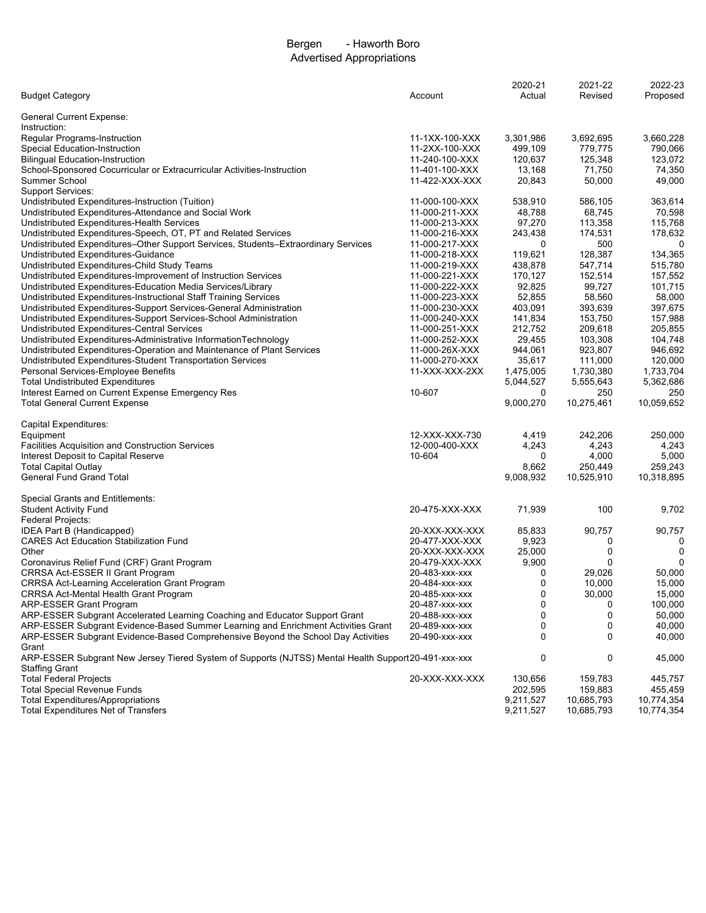# Bergen - Haworth Boro
## Advertised Appropriations

| Budget Category | Account | 2020-21 Actual | 2021-22 Revised | 2022-23 Proposed |
|---|---|---|---|---|
| General Current Expense: | | | | |
| Instruction: | | | | |
| Regular Programs-Instruction | 11-1XX-100-XXX | 3,301,986 | 3,692,695 | 3,660,228 |
| Special Education-Instruction | 11-2XX-100-XXX | 499,109 | 779,775 | 790,066 |
| Bilingual Education-Instruction | 11-240-100-XXX | 120,637 | 125,348 | 123,072 |
| School-Sponsored Cocurricular or Extracurricular Activities-Instruction | 11-401-100-XXX | 13,168 | 71,750 | 74,350 |
| Summer School | 11-422-XXX-XXX | 20,843 | 50,000 | 49,000 |
| Support Services: | | | | |
| Undistributed Expenditures-Instruction (Tuition) | 11-000-100-XXX | 538,910 | 586,105 | 363,614 |
| Undistributed Expenditures-Attendance and Social Work | 11-000-211-XXX | 48,788 | 68,745 | 70,598 |
| Undistributed Expenditures-Health Services | 11-000-213-XXX | 97,270 | 113,358 | 115,768 |
| Undistributed Expenditures-Speech, OT, PT and Related Services | 11-000-216-XXX | 243,438 | 174,531 | 178,632 |
| Undistributed Expenditures–Other Support Services, Students–Extraordinary Services | 11-000-217-XXX | 0 | 500 | 0 |
| Undistributed Expenditures-Guidance | 11-000-218-XXX | 119,621 | 128,387 | 134,365 |
| Undistributed Expenditures-Child Study Teams | 11-000-219-XXX | 438,878 | 547,714 | 515,780 |
| Undistributed Expenditures-Improvement of Instruction Services | 11-000-221-XXX | 170,127 | 152,514 | 157,552 |
| Undistributed Expenditures-Education Media Services/Library | 11-000-222-XXX | 92,825 | 99,727 | 101,715 |
| Undistributed Expenditures-Instructional Staff Training Services | 11-000-223-XXX | 52,855 | 58,560 | 58,000 |
| Undistributed Expenditures-Support Services-General Administration | 11-000-230-XXX | 403,091 | 393,639 | 397,675 |
| Undistributed Expenditures-Support Services-School Administration | 11-000-240-XXX | 141,834 | 153,750 | 157,988 |
| Undistributed Expenditures-Central Services | 11-000-251-XXX | 212,752 | 209,618 | 205,855 |
| Undistributed Expenditures-Administrative InformationTechnology | 11-000-252-XXX | 29,455 | 103,308 | 104,748 |
| Undistributed Expenditures-Operation and Maintenance of Plant Services | 11-000-26X-XXX | 944,061 | 923,807 | 946,692 |
| Undistributed Expenditures-Student Transportation Services | 11-000-270-XXX | 35,617 | 111,000 | 120,000 |
| Personal Services-Employee Benefits | 11-XXX-XXX-2XX | 1,475,005 | 1,730,380 | 1,733,704 |
| Total Undistributed Expenditures | | 5,044,527 | 5,555,643 | 5,362,686 |
| Interest Earned on Current Expense Emergency Res | 10-607 | 0 | 250 | 250 |
| Total General Current Expense | | 9,000,270 | 10,275,461 | 10,059,652 |
| Capital Expenditures: | | | | |
| Equipment | 12-XXX-XXX-730 | 4,419 | 242,206 | 250,000 |
| Facilities Acquisition and Construction Services | 12-000-400-XXX | 4,243 | 4,243 | 4,243 |
| Interest Deposit to Capital Reserve | 10-604 | 0 | 4,000 | 5,000 |
| Total Capital Outlay | | 8,662 | 250,449 | 259,243 |
| General Fund Grand Total | | 9,008,932 | 10,525,910 | 10,318,895 |
| Special Grants and Entitlements: | | | | |
| Student Activity Fund | 20-475-XXX-XXX | 71,939 | 100 | 9,702 |
| Federal Projects: | | | | |
| IDEA Part B (Handicapped) | 20-XXX-XXX-XXX | 85,833 | 90,757 | 90,757 |
| CARES Act Education Stabilization Fund | 20-477-XXX-XXX | 9,923 | 0 | 0 |
| Other | 20-XXX-XXX-XXX | 25,000 | 0 | 0 |
| Coronavirus Relief Fund (CRF) Grant Program | 20-479-XXX-XXX | 9,900 | 0 | 0 |
| CRRSA Act-ESSER II Grant Program | 20-483-xxx-xxx | 0 | 29,026 | 50,000 |
| CRRSA Act-Learning Acceleration Grant Program | 20-484-xxx-xxx | 0 | 10,000 | 15,000 |
| CRRSA Act-Mental Health Grant Program | 20-485-xxx-xxx | 0 | 30,000 | 15,000 |
| ARP-ESSER Grant Program | 20-487-xxx-xxx | 0 | 0 | 100,000 |
| ARP-ESSER Subgrant Accelerated Learning Coaching and Educator Support Grant | 20-488-xxx-xxx | 0 | 0 | 50,000 |
| ARP-ESSER Subgrant Evidence-Based Summer Learning and Enrichment Activities Grant | 20-489-xxx-xxx | 0 | 0 | 40,000 |
| ARP-ESSER Subgrant Evidence-Based Comprehensive Beyond the School Day Activities Grant | 20-490-xxx-xxx | 0 | 0 | 40,000 |
| ARP-ESSER Subgrant New Jersey Tiered System of Supports (NJTSS) Mental Health Support Staffing Grant | 20-491-xxx-xxx | 0 | 0 | 45,000 |
| Total Federal Projects | 20-XXX-XXX-XXX | 130,656 | 159,783 | 445,757 |
| Total Special Revenue Funds | | 202,595 | 159,883 | 455,459 |
| Total Expenditures/Appropriations | | 9,211,527 | 10,685,793 | 10,774,354 |
| Total Expenditures Net of Transfers | | 9,211,527 | 10,685,793 | 10,774,354 |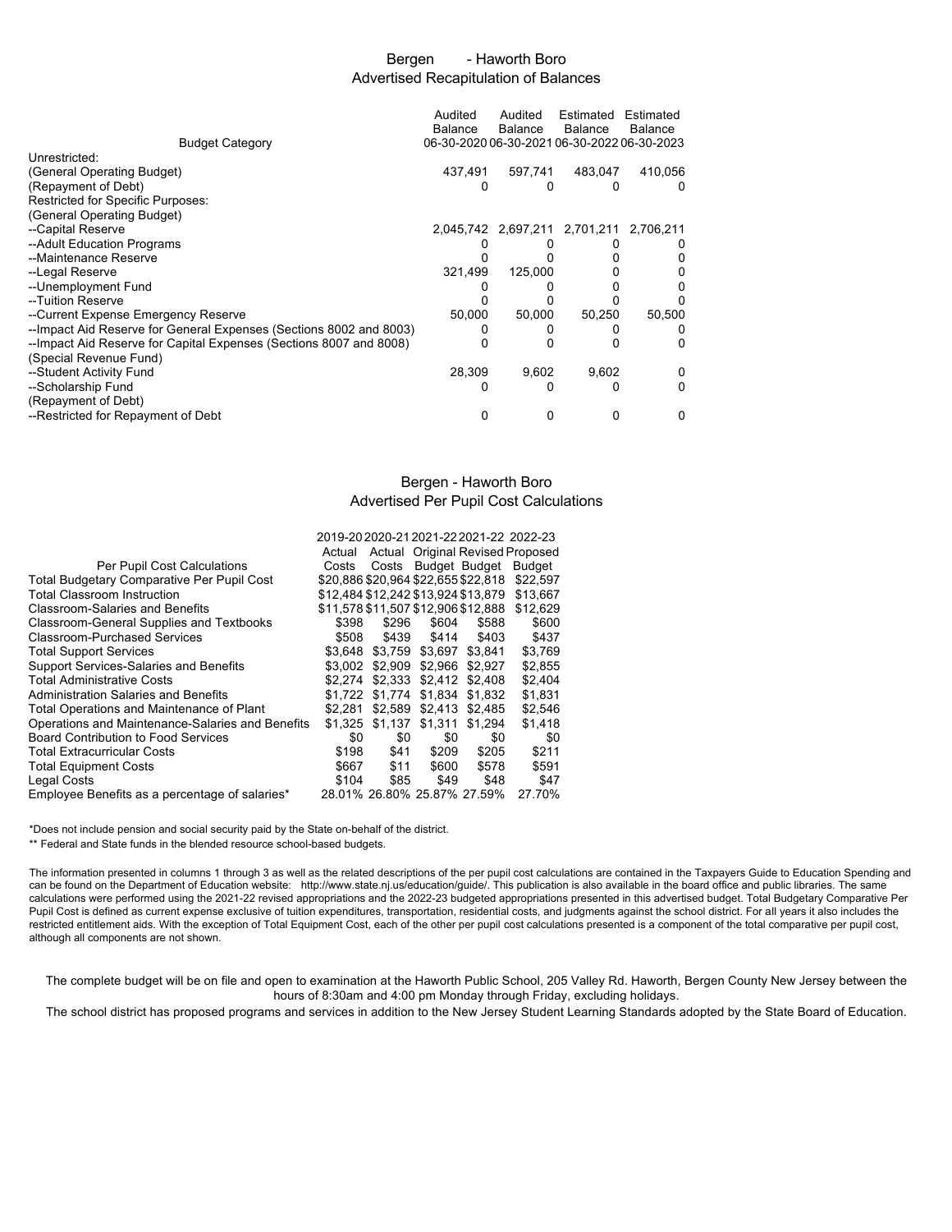## Bergen - Haworth Boro
### Advertised Recapitulation of Balances

| Budget Category | Audited Balance 06-30-2020 | Audited Balance 06-30-2021 | Estimated Balance 06-30-2022 | Estimated Balance 06-30-2023 |
|---|---|---|---|---|
| Unrestricted: | | | | |
| (General Operating Budget) | 437,491 | 597,741 | 483,047 | 410,056 |
| (Repayment of Debt) | 0 | 0 | 0 | 0 |
| Restricted for Specific Purposes: | | | | |
| (General Operating Budget) | | | | |
| --Capital Reserve | 2,045,742 | 2,697,211 | 2,701,211 | 2,706,211 |
| --Adult Education Programs | 0 | 0 | 0 | 0 |
| --Maintenance Reserve | 0 | 0 | 0 | 0 |
| --Legal Reserve | 321,499 | 125,000 | 0 | 0 |
| --Unemployment Fund | 0 | 0 | 0 | 0 |
| --Tuition Reserve | 0 | 0 | 0 | 0 |
| --Current Expense Emergency Reserve | 50,000 | 50,000 | 50,250 | 50,500 |
| --Impact Aid Reserve for General Expenses (Sections 8002 and 8003) | 0 | 0 | 0 | 0 |
| --Impact Aid Reserve for Capital Expenses (Sections 8007 and 8008) | 0 | 0 | 0 | 0 |
| (Special Revenue Fund) | | | | |
| --Student Activity Fund | 28,309 | 9,602 | 9,602 | 0 |
| --Scholarship Fund | 0 | 0 | 0 | 0 |
| (Repayment of Debt) | | | | |
| --Restricted for Repayment of Debt | 0 | 0 | 0 | 0 |

## Bergen - Haworth Boro
### Advertised Per Pupil Cost Calculations

| Per Pupil Cost Calculations | 2019-20 Actual Costs | 2020-21 Actual Costs | 2021-22 Original Budget | 2021-22 Revised Budget | 2022-23 Proposed Budget |
|---|---|---|---|---|---|
| Total Budgetary Comparative Per Pupil Cost | $20,886 | $20,964 | $22,655 | $22,818 | $22,597 |
| Total Classroom Instruction | $12,484 | $12,242 | $13,924 | $13,879 | $13,667 |
| Classroom-Salaries and Benefits | $11,578 | $11,507 | $12,906 | $12,888 | $12,629 |
| Classroom-General Supplies and Textbooks | $398 | $296 | $604 | $588 | $600 |
| Classroom-Purchased Services | $508 | $439 | $414 | $403 | $437 |
| Total Support Services | $3,648 | $3,759 | $3,697 | $3,841 | $3,769 |
| Support Services-Salaries and Benefits | $3,002 | $2,909 | $2,966 | $2,927 | $2,855 |
| Total Administrative Costs | $2,274 | $2,333 | $2,412 | $2,408 | $2,404 |
| Administration Salaries and Benefits | $1,722 | $1,774 | $1,834 | $1,832 | $1,831 |
| Total Operations and Maintenance of Plant | $2,281 | $2,589 | $2,413 | $2,485 | $2,546 |
| Operations and Maintenance-Salaries and Benefits | $1,325 | $1,137 | $1,311 | $1,294 | $1,418 |
| Board Contribution to Food Services | $0 | $0 | $0 | $0 | $0 |
| Total Extracurricular Costs | $198 | $41 | $209 | $205 | $211 |
| Total Equipment Costs | $667 | $11 | $600 | $578 | $591 |
| Legal Costs | $104 | $85 | $49 | $48 | $47 |
| Employee Benefits as a percentage of salaries* | 28.01% | 26.80% | 25.87% | 27.59% | 27.70% |

*Does not include pension and social security paid by the State on-behalf of the district.

** Federal and State funds in the blended resource school-based budgets.

The information presented in columns 1 through 3 as well as the related descriptions of the per pupil cost calculations are contained in the Taxpayers Guide to Education Spending and can be found on the Department of Education website: http://www.state.nj.us/education/guide/. This publication is also available in the board office and public libraries. The same calculations were performed using the 2021-22 revised appropriations and the 2022-23 budgeted appropriations presented in this advertised budget. Total Budgetary Comparative Per Pupil Cost is defined as current expense exclusive of tuition expenditures, transportation, residential costs, and judgments against the school district. For all years it also includes the restricted entitlement aids. With the exception of Total Equipment Cost, each of the other per pupil cost calculations presented is a component of the total comparative per pupil cost, although all components are not shown.

The complete budget will be on file and open to examination at the Haworth Public School, 205 Valley Rd. Haworth, Bergen County New Jersey between the hours of 8:30am and 4:00 pm Monday through Friday, excluding holidays.

The school district has proposed programs and services in addition to the New Jersey Student Learning Standards adopted by the State Board of Education.